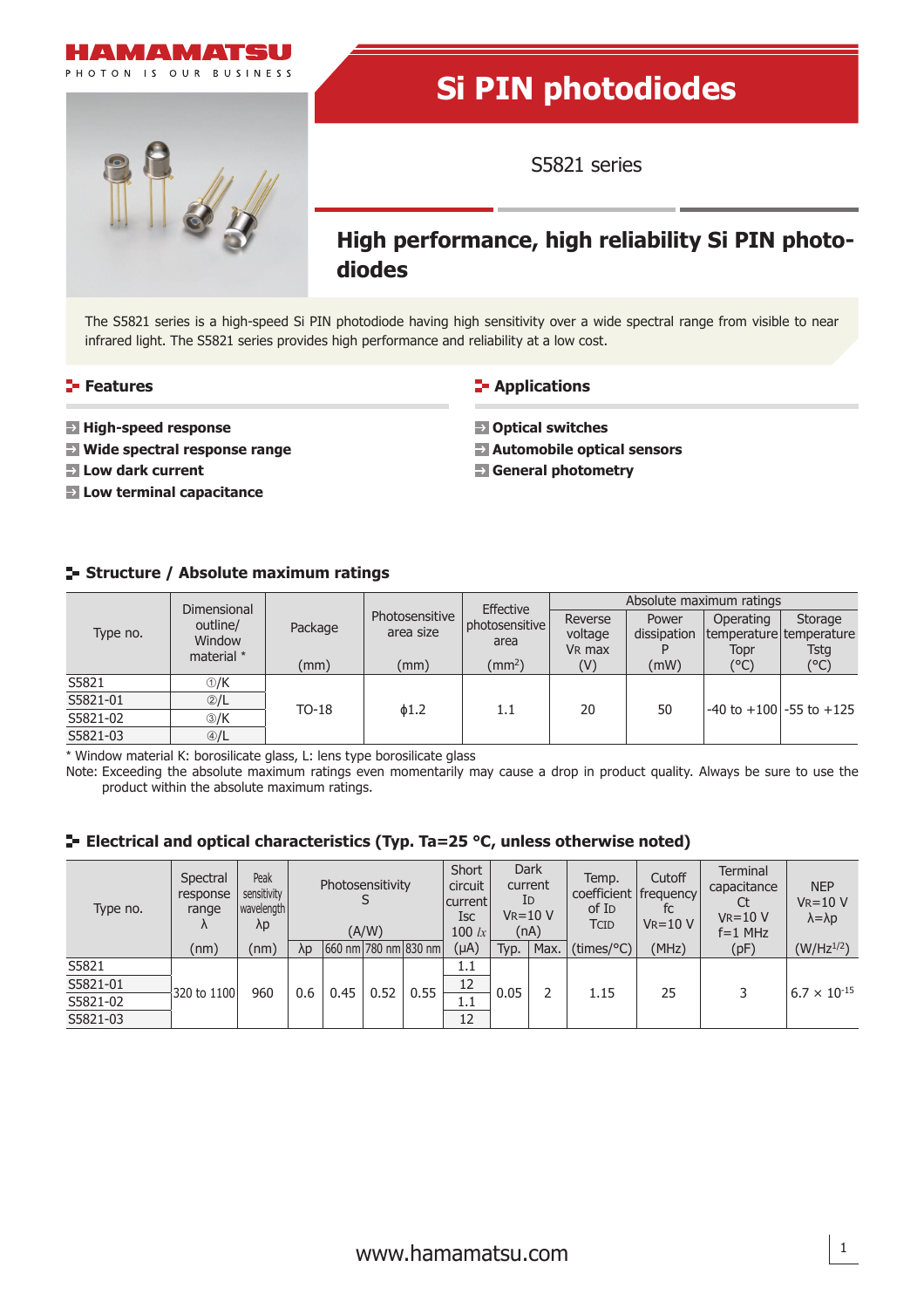HAMAMATSU

PHOTON IS OUR BUSINESS

# Si PIN photodiodes

S5821 series

## High performance, high reliability Si PIN photodiodes

The S5821 series is a high-speed Si PIN photodiode having high sensitivity over a wide spectral range from visible to near infrared light. The S5821 series provides high performance and reliability at a low cost.

### Features

- **High-speed response**
- **Wide spectral response range**
- **Low dark current**
- **Low terminal capacitance**

### Applications

- **Optical switches**
- **Automobile optical sensors**
- **General photometry**

### Structure / Absolute maximum ratings

| Type no. | Dimensional outline/ Window material * | Package | Photosensitive area size | Effective photosensitive area | Absolute maximum ratings | | | |
|---|---|---|---|---|---|---|---|---|
| | | | | | Reverse voltage $V_R$ max | Power dissipation P | Operating temperature Topr | Storage temperature Tstg |
| | | (mm) | (mm) | ($mm^2$) | (V) | (mW) | (°C) | (°C) |
| S5821 | ①/K | TO-18 | ϕ1.2 | 1.1 | 20 | 50 | -40 to +100 | -55 to +125 |
| S5821-01 | ②/L | | | | | | | |
| S5821-02 | ③/K | | | | | | | |
| S5821-03 | ④/L | | | | | | | |

\* Window material K: borosilicate glass, L: lens type borosilicate glass

Note: Exceeding the absolute maximum ratings even momentarily may cause a drop in product quality. Always be sure to use the product within the absolute maximum ratings.

### Electrical and optical characteristics (Typ. Ta=25 °C, unless otherwise noted)

| Type no. | Spectral response range λ | Peak sensitivity wavelength λp | Photosensitivity S (A/W) | | | | Short circuit current Isc 100 lx | Dark current ID VR=10 V (nA) | | Temp. coefficient of ID TCID | Cutoff frequency fc VR=10 V | Terminal capacitance Ct VR=10 V f=1 MHz | NEP VR=10 V λ=λp |
|---|---|---|---|---|---|---|---|---|---|---|---|---|---|
| | (nm) | (nm) | λp | 660 nm | 780 nm | 830 nm | (μA) | Typ. | Max. | (times/°C) | (MHz) | (pF) | ($W/Hz^{1/2}$) |
| S5821 | 320 to 1100 | 960 | 0.6 | 0.45 | 0.52 | 0.55 | 1.1 | 0.05 | 2 | 1.15 | 25 | 3 | $6.7 \times 10^{-15}$ |
| S5821-01 | | | | | | | 12 | | | | | | |
| S5821-02 | | | | | | | 1.1 | | | | | | |
| S5821-03 | | | | | | | 12 | | | | | | |

www.hamamatsu.com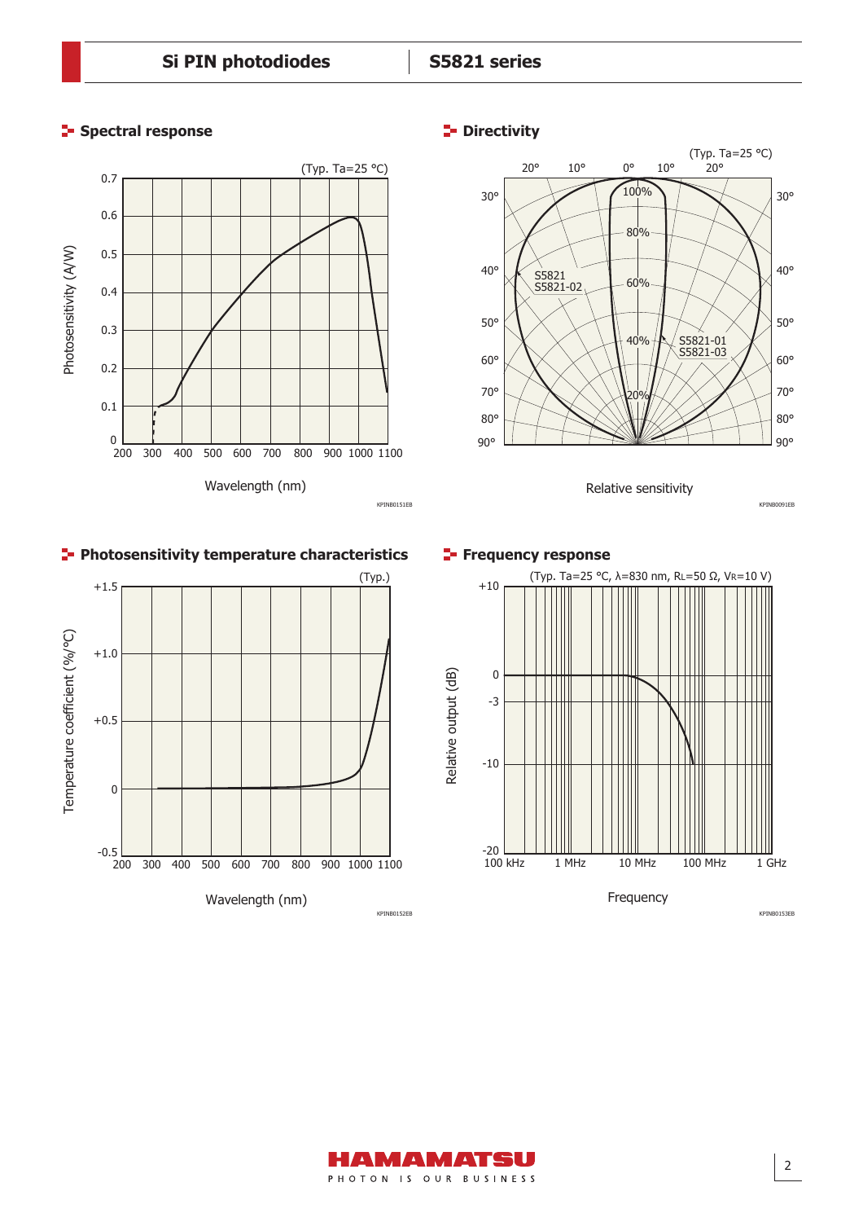## Spectral response

(Typ. Ta=25 °C)

Photosensitivity (A/W)

Wavelength (nm)

KPINB0151EB

## Directivity

(Typ. Ta=25 °C)

S5821
S5821-02

S5821-01
S5821-03

Relative sensitivity

KPINB0091EB

## Photosensitivity temperature characteristics

(Typ.)

Temperature coefficient (%/°C)

Wavelength (nm)

KPINB0152EB

## Frequency response

(Typ. Ta=25 °C, λ=830 nm, $R_L$=50 Ω, $V_R$=10 V)

Relative output (dB)

Frequency

KPINB0153EB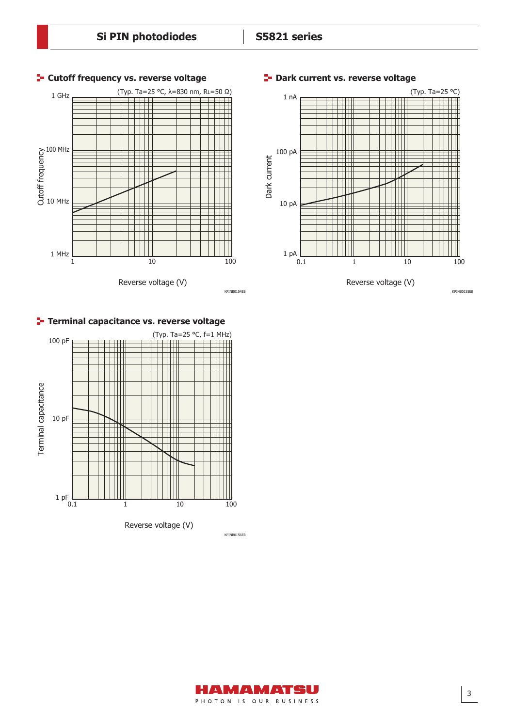## Cutoff frequency vs. reverse voltage

(Typ. Ta=25 °C, λ=830 nm, RL=50 Ω)

Cutoff frequency: 1 GHz, 100 MHz, 10 MHz, 1 MHz

Reverse voltage (V): 1, 10, 100

KPINB0154EB

## Dark current vs. reverse voltage

(Typ. Ta=25 °C)

Dark current: 1 nA, 100 pA, 10 pA, 1 pA

Reverse voltage (V): 0.1, 1, 10, 100

KPINB0155EB

## Terminal capacitance vs. reverse voltage

(Typ. Ta=25 °C, f=1 MHz)

Terminal capacitance: 100 pF, 10 pF, 1 pF

Reverse voltage (V): 0.1, 1, 10, 100

KPINB0156EB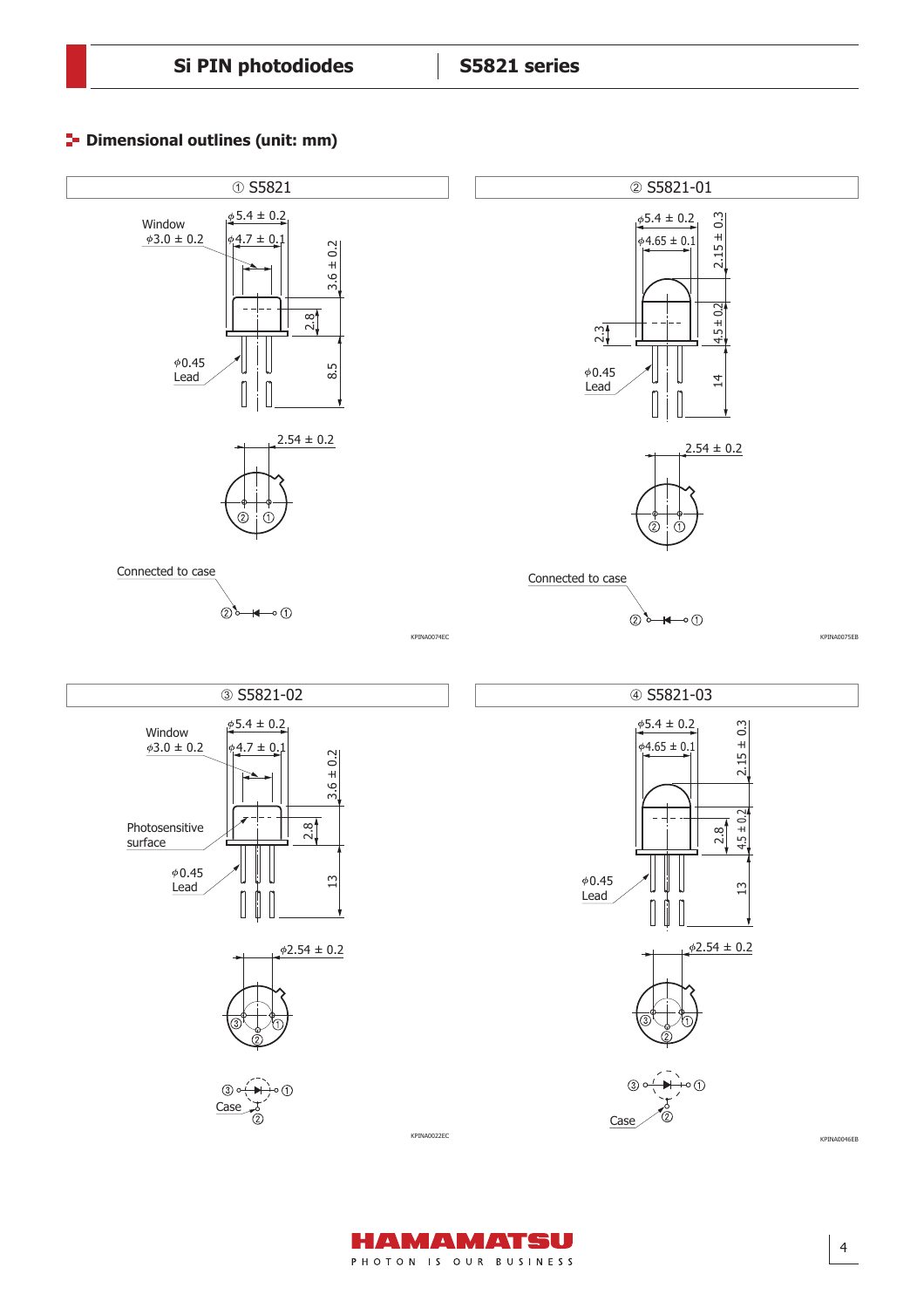## Dimensional outlines (unit: mm)

### ① S5821

Window
ϕ3.0 ± 0.2

ϕ5.4 ± 0.2
ϕ4.7 ± 0.1
3.6 ± 0.2
2.8
8.5

ϕ0.45
Lead

2.54 ± 0.2

Connected to case

KPINA0074EC

### ② S5821-01

ϕ5.4 ± 0.2
ϕ4.65 ± 0.1
2.15 ± 0.3
4.5 ± 0.2
2.3
14

ϕ0.45
Lead

2.54 ± 0.2

Connected to case

KPINA0075EB

### ③ S5821-02

Window
ϕ3.0 ± 0.2

ϕ5.4 ± 0.2
ϕ4.7 ± 0.1
3.6 ± 0.2
2.8
13

Photosensitive surface

ϕ0.45
Lead

ϕ2.54 ± 0.2

Case

KPINA0022EC

### ④ S5821-03

ϕ5.4 ± 0.2
ϕ4.65 ± 0.1
2.15 ± 0.3
2.8
4.5 ± 0.2
13

ϕ0.45
Lead

ϕ2.54 ± 0.2

Case

KPINA0046EB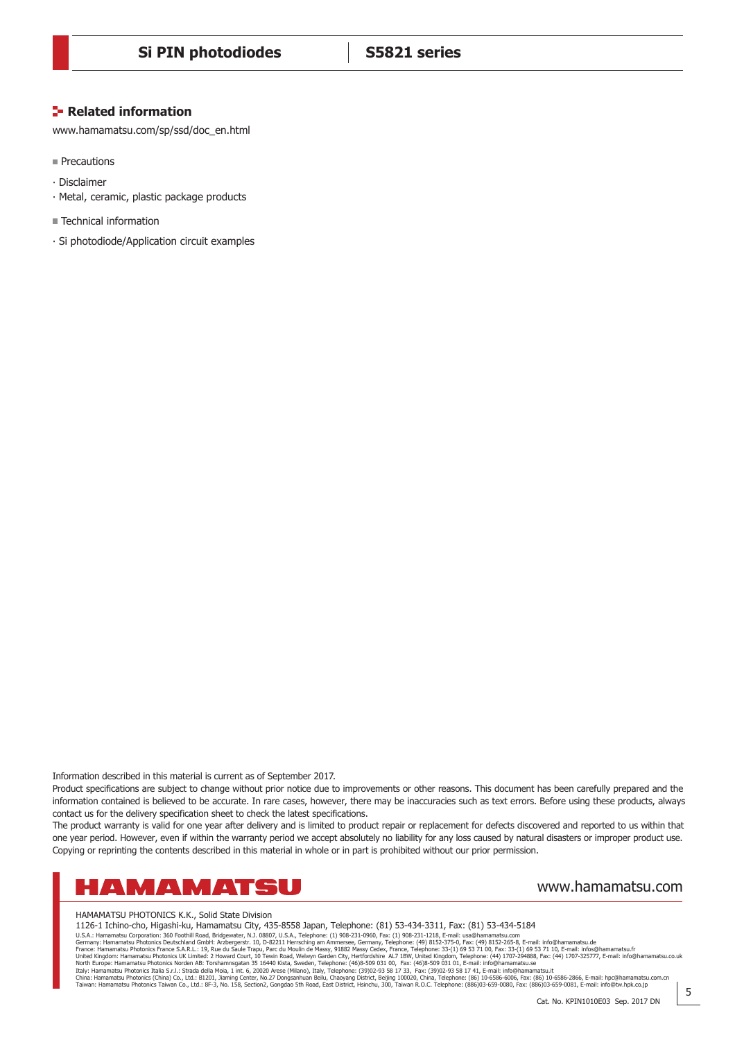## Related information

www.hamamatsu.com/sp/ssd/doc_en.html

- Precautions
  - · Disclaimer
  - · Metal, ceramic, plastic package products
- Technical information
  - · Si photodiode/Application circuit examples

Information described in this material is current as of September 2017.

Product specifications are subject to change without prior notice due to improvements or other reasons. This document has been carefully prepared and the information contained is believed to be accurate. In rare cases, however, there may be inaccuracies such as text errors. Before using these products, always contact us for the delivery specification sheet to check the latest specifications.

The product warranty is valid for one year after delivery and is limited to product repair or replacement for defects discovered and reported to us within that one year period. However, even if within the warranty period we accept absolutely no liability for any loss caused by natural disasters or improper product use. Copying or reprinting the contents described in this material in whole or in part is prohibited without our prior permission.

HAMAMATSU

www.hamamatsu.com

HAMAMATSU PHOTONICS K.K., Solid State Division
1126-1 Ichino-cho, Higashi-ku, Hamamatsu City, 435-8558 Japan, Telephone: (81) 53-434-3311, Fax: (81) 53-434-5184
U.S.A.: Hamamatsu Corporation: 360 Foothill Road, Bridgewater, N.J. 08807, U.S.A., Telephone: (1) 908-231-0960, Fax: (1) 908-231-1218, E-mail: usa@hamamatsu.com
Germany: Hamamatsu Photonics Deutschland GmbH: Arzbergerstr. 10, D-82211 Herrsching am Ammersee, Germany, Telephone: (49) 8152-375-0, Fax: (49) 8152-265-8, E-mail: info@hamamatsu.de
France: Hamamatsu Photonics France S.A.R.L.: 19, Rue du Saule Trapu, Parc du Moulin de Massy, 91882 Massy Cedex, France, Telephone: 33-(1) 69 53 71 00, Fax: 33-(1) 69 53 71 10, E-mail: infos@hamamatsu.fr
United Kingdom: Hamamatsu Photonics UK Limited: 2 Howard Court, 10 Tewin Road, Welwyn Garden City, Hertfordshire AL7 1BW, United Kingdom, Telephone: (44) 1707-294888, Fax: (44) 1707-325777, E-mail: info@hamamatsu.co.uk
North Europe: Hamamatsu Photonics Norden AB: Torshamnsgatan 35 16440 Kista, Sweden, Telephone: (46)8-509 031 00, Fax: (46)8-509 031 01, E-mail: info@hamamatsu.se
Italy: Hamamatsu Photonics Italia S.r.l.: Strada della Moia, 1 int. 6, 20020 Arese (Milano), Italy, Telephone: (39)02-93 58 17 33, Fax: (39)02-93 58 17 41, E-mail: info@hamamatsu.it
China: Hamamatsu Photonics (China) Co., Ltd.: B1201, Jiaming Center, No.27 Dongsanhuan Beilu, Chaoyang District, Beijing 100020, China, Telephone: (86) 10-6586-6006, Fax: (86) 10-6586-2866, E-mail: hpc@hamamatsu.com.cn
Taiwan: Hamamatsu Photonics Taiwan Co., Ltd.: 8F-3, No. 158, Section2, Gongdao 5th Road, East District, Hsinchu, 300, Taiwan R.O.C. Telephone: (886)03-659-0080, Fax: (886)03-659-0081, E-mail: info@tw.hpk.co.jp

Cat. No. KPIN1010E03 Sep. 2017 DN